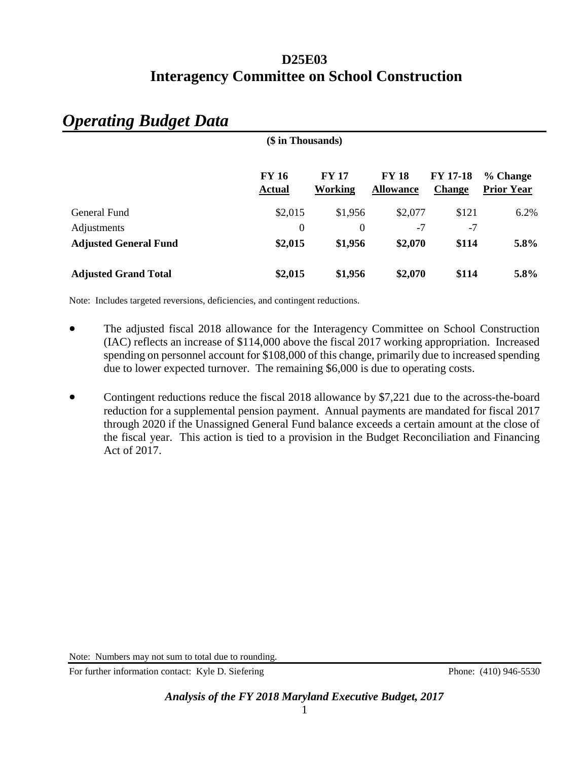# D25E03
# Interagency Committee on School Construction

## *Operating Budget Data*

($ in Thousands)

| | FY 16 Actual | FY 17 Working | FY 18 Allowance | FY 17-18 Change | % Change Prior Year |
|---|---|---|---|---|---|
| General Fund | $2,015 | $1,956 | $2,077 | $121 | 6.2% |
| Adjustments | 0 | 0 | -7 | -7 | |
| **Adjusted General Fund** | **$2,015** | **$1,956** | **$2,070** | **$114** | **5.8%** |
| **Adjusted Grand Total** | **$2,015** | **$1,956** | **$2,070** | **$114** | **5.8%** |

Note: Includes targeted reversions, deficiencies, and contingent reductions.

- The adjusted fiscal 2018 allowance for the Interagency Committee on School Construction (IAC) reflects an increase of $114,000 above the fiscal 2017 working appropriation. Increased spending on personnel account for $108,000 of this change, primarily due to increased spending due to lower expected turnover. The remaining $6,000 is due to operating costs.

- Contingent reductions reduce the fiscal 2018 allowance by $7,221 due to the across-the-board reduction for a supplemental pension payment. Annual payments are mandated for fiscal 2017 through 2020 if the Unassigned General Fund balance exceeds a certain amount at the close of the fiscal year. This action is tied to a provision in the Budget Reconciliation and Financing Act of 2017.

Note: Numbers may not sum to total due to rounding.

For further information contact: Kyle D. Siefering Phone: (410) 946-5530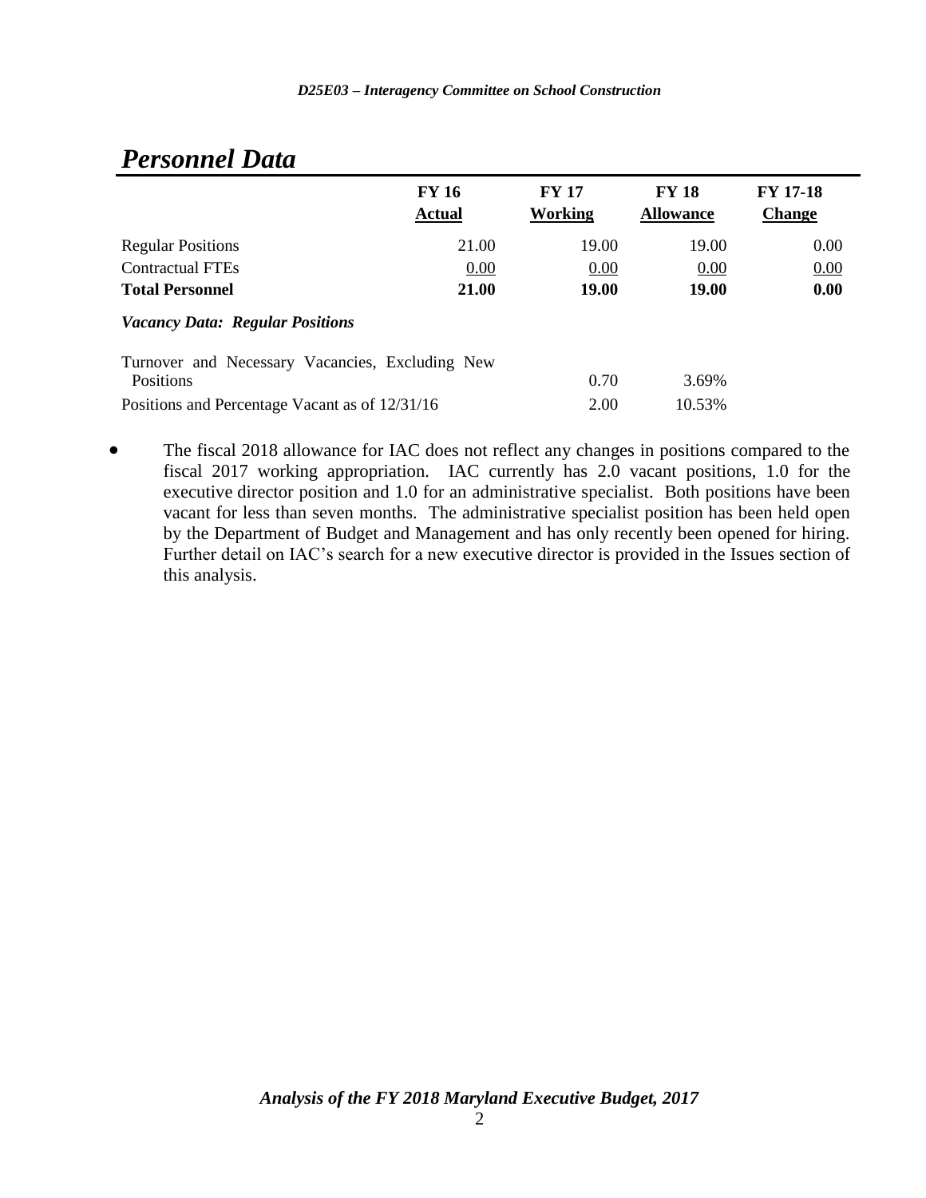# *Personnel Data*

| | FY 16 Actual | FY 17 Working | FY 18 Allowance | FY 17-18 Change |
|---|---|---|---|---|
| Regular Positions | 21.00 | 19.00 | 19.00 | 0.00 |
| Contractual FTEs | 0.00 | 0.00 | 0.00 | 0.00 |
| **Total Personnel** | **21.00** | **19.00** | **19.00** | **0.00** |
| ***Vacancy Data: Regular Positions*** | | | | |
| Turnover and Necessary Vacancies, Excluding New Positions | | 0.70 | 3.69% | |
| Positions and Percentage Vacant as of 12/31/16 | | 2.00 | 10.53% | |

- The fiscal 2018 allowance for IAC does not reflect any changes in positions compared to the fiscal 2017 working appropriation. IAC currently has 2.0 vacant positions, 1.0 for the executive director position and 1.0 for an administrative specialist. Both positions have been vacant for less than seven months. The administrative specialist position has been held open by the Department of Budget and Management and has only recently been opened for hiring. Further detail on IAC's search for a new executive director is provided in the Issues section of this analysis.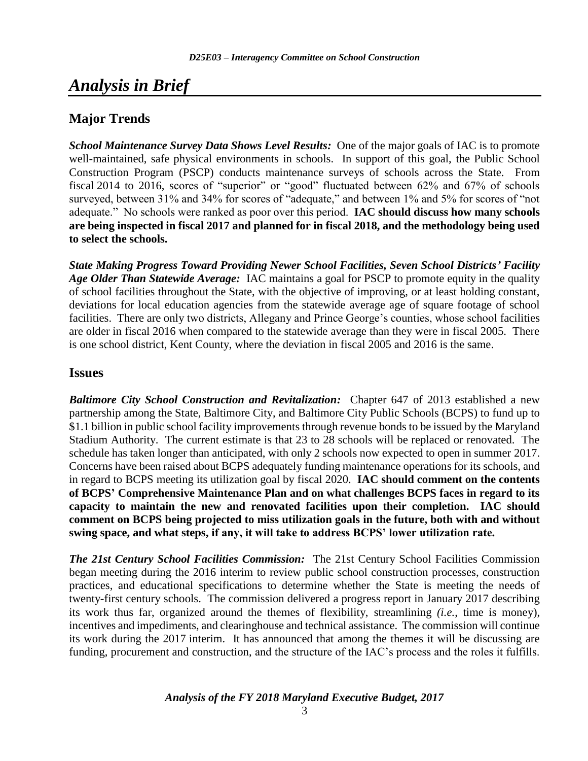# *Analysis in Brief*

## Major Trends

***School Maintenance Survey Data Shows Level Results:*** One of the major goals of IAC is to promote well-maintained, safe physical environments in schools. In support of this goal, the Public School Construction Program (PSCP) conducts maintenance surveys of schools across the State. From fiscal 2014 to 2016, scores of "superior" or "good" fluctuated between 62% and 67% of schools surveyed, between 31% and 34% for scores of "adequate," and between 1% and 5% for scores of "not adequate." No schools were ranked as poor over this period. **IAC should discuss how many schools are being inspected in fiscal 2017 and planned for in fiscal 2018, and the methodology being used to select the schools.**

***State Making Progress Toward Providing Newer School Facilities, Seven School Districts' Facility Age Older Than Statewide Average:*** IAC maintains a goal for PSCP to promote equity in the quality of school facilities throughout the State, with the objective of improving, or at least holding constant, deviations for local education agencies from the statewide average age of square footage of school facilities. There are only two districts, Allegany and Prince George's counties, whose school facilities are older in fiscal 2016 when compared to the statewide average than they were in fiscal 2005. There is one school district, Kent County, where the deviation in fiscal 2005 and 2016 is the same.

## Issues

***Baltimore City School Construction and Revitalization:*** Chapter 647 of 2013 established a new partnership among the State, Baltimore City, and Baltimore City Public Schools (BCPS) to fund up to $1.1 billion in public school facility improvements through revenue bonds to be issued by the Maryland Stadium Authority. The current estimate is that 23 to 28 schools will be replaced or renovated. The schedule has taken longer than anticipated, with only 2 schools now expected to open in summer 2017. Concerns have been raised about BCPS adequately funding maintenance operations for its schools, and in regard to BCPS meeting its utilization goal by fiscal 2020. **IAC should comment on the contents of BCPS' Comprehensive Maintenance Plan and on what challenges BCPS faces in regard to its capacity to maintain the new and renovated facilities upon their completion. IAC should comment on BCPS being projected to miss utilization goals in the future, both with and without swing space, and what steps, if any, it will take to address BCPS' lower utilization rate.**

***The 21st Century School Facilities Commission:*** The 21st Century School Facilities Commission began meeting during the 2016 interim to review public school construction processes, construction practices, and educational specifications to determine whether the State is meeting the needs of twenty-first century schools. The commission delivered a progress report in January 2017 describing its work thus far, organized around the themes of flexibility, streamlining *(i.e.*, time is money), incentives and impediments, and clearinghouse and technical assistance. The commission will continue its work during the 2017 interim. It has announced that among the themes it will be discussing are funding, procurement and construction, and the structure of the IAC's process and the roles it fulfills.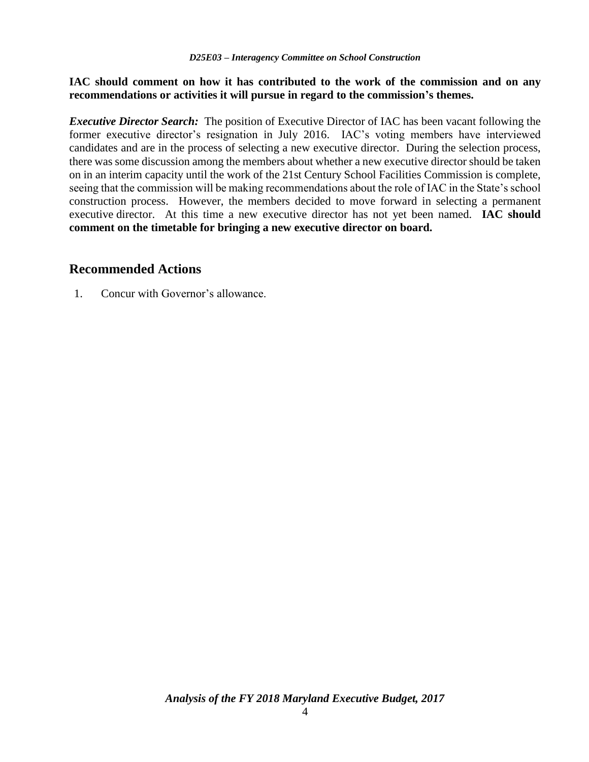**IAC should comment on how it has contributed to the work of the commission and on any recommendations or activities it will pursue in regard to the commission's themes.**

***Executive Director Search:*** The position of Executive Director of IAC has been vacant following the former executive director's resignation in July 2016. IAC's voting members have interviewed candidates and are in the process of selecting a new executive director. During the selection process, there was some discussion among the members about whether a new executive director should be taken on in an interim capacity until the work of the 21st Century School Facilities Commission is complete, seeing that the commission will be making recommendations about the role of IAC in the State's school construction process. However, the members decided to move forward in selecting a permanent executive director. At this time a new executive director has not yet been named. **IAC should comment on the timetable for bringing a new executive director on board.**

## Recommended Actions

1. Concur with Governor's allowance.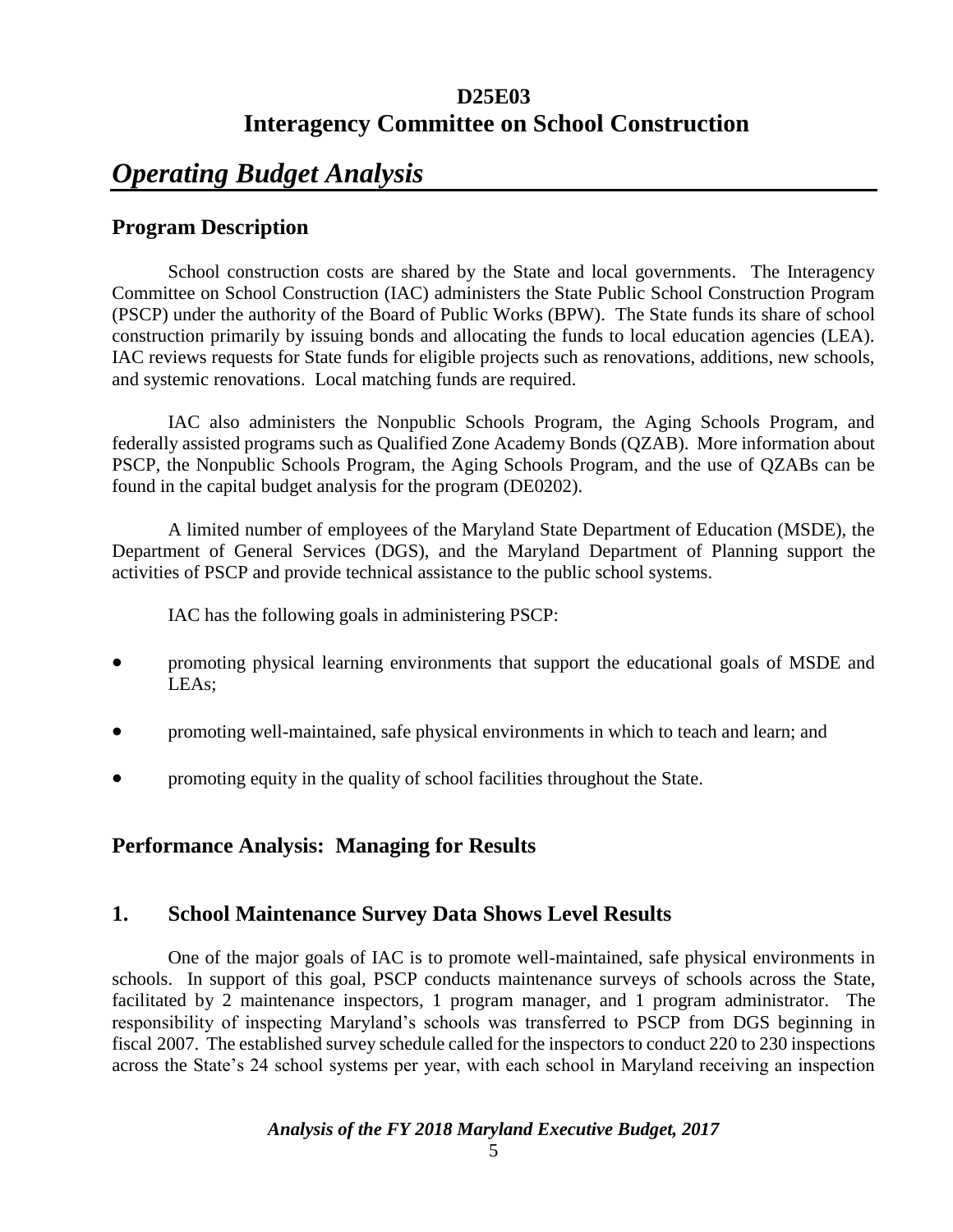# D25E03
# Interagency Committee on School Construction

## *Operating Budget Analysis*

### Program Description

School construction costs are shared by the State and local governments. The Interagency Committee on School Construction (IAC) administers the State Public School Construction Program (PSCP) under the authority of the Board of Public Works (BPW). The State funds its share of school construction primarily by issuing bonds and allocating the funds to local education agencies (LEA). IAC reviews requests for State funds for eligible projects such as renovations, additions, new schools, and systemic renovations. Local matching funds are required.

IAC also administers the Nonpublic Schools Program, the Aging Schools Program, and federally assisted programs such as Qualified Zone Academy Bonds (QZAB). More information about PSCP, the Nonpublic Schools Program, the Aging Schools Program, and the use of QZABs can be found in the capital budget analysis for the program (DE0202).

A limited number of employees of the Maryland State Department of Education (MSDE), the Department of General Services (DGS), and the Maryland Department of Planning support the activities of PSCP and provide technical assistance to the public school systems.

IAC has the following goals in administering PSCP:

- promoting physical learning environments that support the educational goals of MSDE and LEAs;
- promoting well-maintained, safe physical environments in which to teach and learn; and
- promoting equity in the quality of school facilities throughout the State.

### Performance Analysis: Managing for Results

### 1. School Maintenance Survey Data Shows Level Results

One of the major goals of IAC is to promote well-maintained, safe physical environments in schools. In support of this goal, PSCP conducts maintenance surveys of schools across the State, facilitated by 2 maintenance inspectors, 1 program manager, and 1 program administrator. The responsibility of inspecting Maryland's schools was transferred to PSCP from DGS beginning in fiscal 2007. The established survey schedule called for the inspectors to conduct 220 to 230 inspections across the State's 24 school systems per year, with each school in Maryland receiving an inspection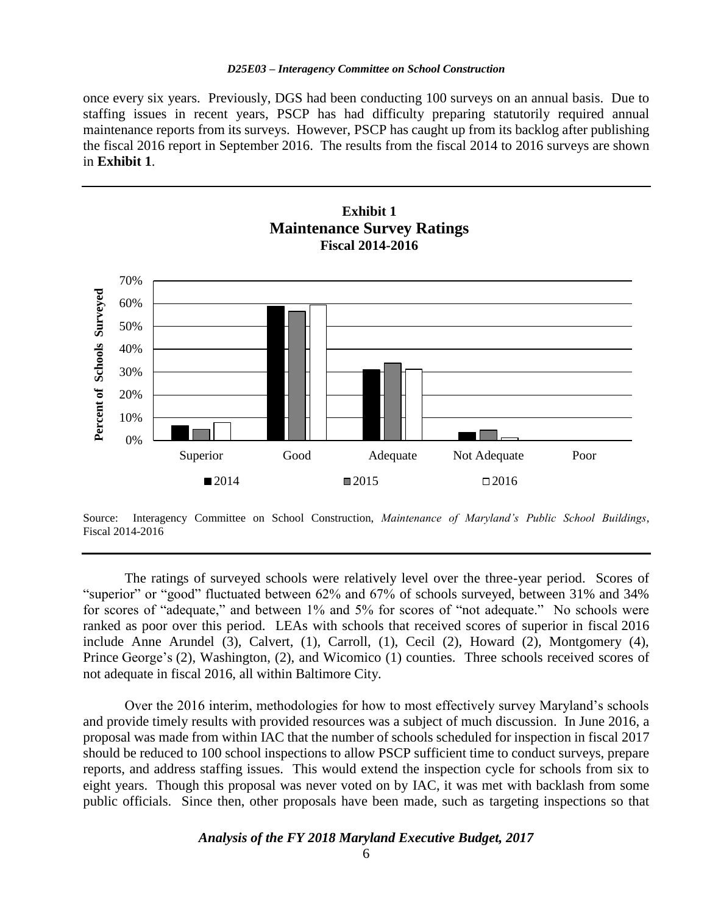once every six years. Previously, DGS had been conducting 100 surveys on an annual basis. Due to staffing issues in recent years, PSCP has had difficulty preparing statutorily required annual maintenance reports from its surveys. However, PSCP has caught up from its backlog after publishing the fiscal 2016 report in September 2016. The results from the fiscal 2014 to 2016 surveys are shown in **Exhibit 1**.

**Exhibit 1**
**Maintenance Survey Ratings**
**Fiscal 2014-2016**

Source: Interagency Committee on School Construction, *Maintenance of Maryland's Public School Buildings*, Fiscal 2014-2016

The ratings of surveyed schools were relatively level over the three-year period. Scores of "superior" or "good" fluctuated between 62% and 67% of schools surveyed, between 31% and 34% for scores of "adequate," and between 1% and 5% for scores of "not adequate." No schools were ranked as poor over this period. LEAs with schools that received scores of superior in fiscal 2016 include Anne Arundel (3), Calvert, (1), Carroll, (1), Cecil (2), Howard (2), Montgomery (4), Prince George's (2), Washington, (2), and Wicomico (1) counties. Three schools received scores of not adequate in fiscal 2016, all within Baltimore City.

Over the 2016 interim, methodologies for how to most effectively survey Maryland's schools and provide timely results with provided resources was a subject of much discussion. In June 2016, a proposal was made from within IAC that the number of schools scheduled for inspection in fiscal 2017 should be reduced to 100 school inspections to allow PSCP sufficient time to conduct surveys, prepare reports, and address staffing issues. This would extend the inspection cycle for schools from six to eight years. Though this proposal was never voted on by IAC, it was met with backlash from some public officials. Since then, other proposals have been made, such as targeting inspections so that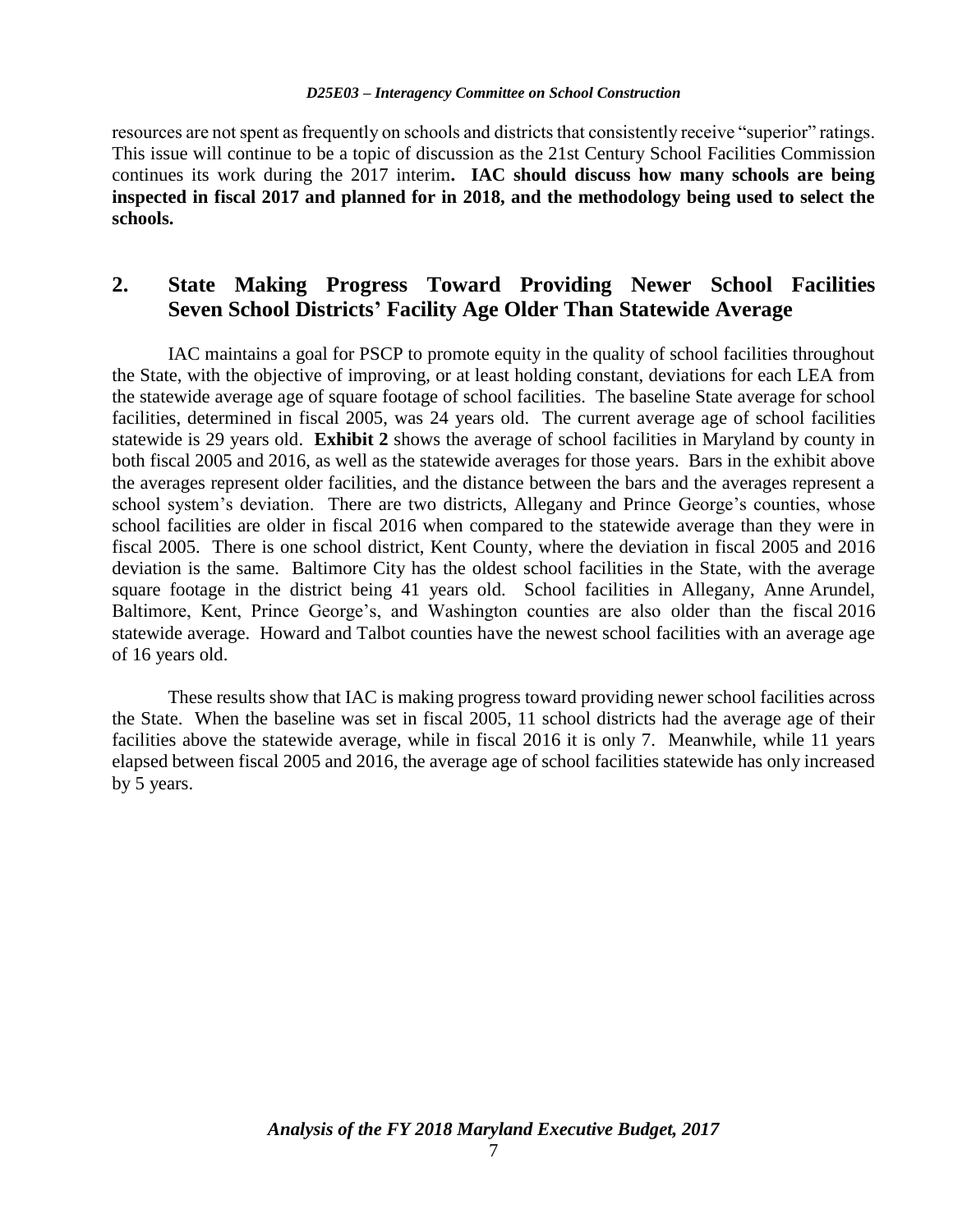resources are not spent as frequently on schools and districts that consistently receive "superior" ratings. This issue will continue to be a topic of discussion as the 21st Century School Facilities Commission continues its work during the 2017 interim**. IAC should discuss how many schools are being inspected in fiscal 2017 and planned for in 2018, and the methodology being used to select the schools.**

## 2. State Making Progress Toward Providing Newer School Facilities Seven School Districts' Facility Age Older Than Statewide Average

IAC maintains a goal for PSCP to promote equity in the quality of school facilities throughout the State, with the objective of improving, or at least holding constant, deviations for each LEA from the statewide average age of square footage of school facilities. The baseline State average for school facilities, determined in fiscal 2005, was 24 years old. The current average age of school facilities statewide is 29 years old. **Exhibit 2** shows the average of school facilities in Maryland by county in both fiscal 2005 and 2016, as well as the statewide averages for those years. Bars in the exhibit above the averages represent older facilities, and the distance between the bars and the averages represent a school system's deviation. There are two districts, Allegany and Prince George's counties, whose school facilities are older in fiscal 2016 when compared to the statewide average than they were in fiscal 2005. There is one school district, Kent County, where the deviation in fiscal 2005 and 2016 deviation is the same. Baltimore City has the oldest school facilities in the State, with the average square footage in the district being 41 years old. School facilities in Allegany, Anne Arundel, Baltimore, Kent, Prince George's, and Washington counties are also older than the fiscal 2016 statewide average. Howard and Talbot counties have the newest school facilities with an average age of 16 years old.

These results show that IAC is making progress toward providing newer school facilities across the State. When the baseline was set in fiscal 2005, 11 school districts had the average age of their facilities above the statewide average, while in fiscal 2016 it is only 7. Meanwhile, while 11 years elapsed between fiscal 2005 and 2016, the average age of school facilities statewide has only increased by 5 years.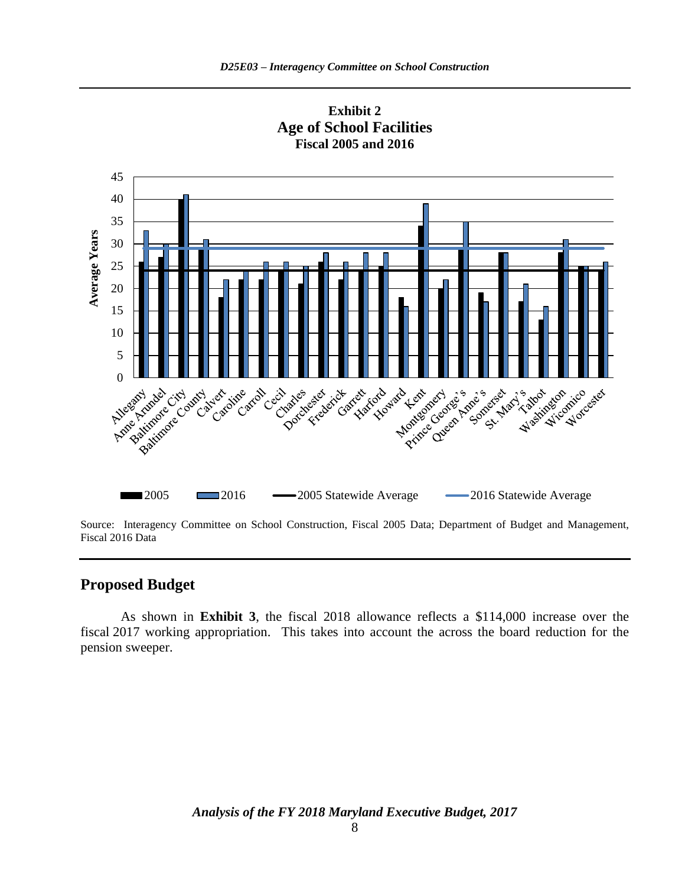**Exhibit 2**
**Age of School Facilities**
**Fiscal 2005 and 2016**

Source: Interagency Committee on School Construction, Fiscal 2005 Data; Department of Budget and Management, Fiscal 2016 Data

## Proposed Budget

As shown in **Exhibit 3**, the fiscal 2018 allowance reflects a $114,000 increase over the fiscal 2017 working appropriation. This takes into account the across the board reduction for the pension sweeper.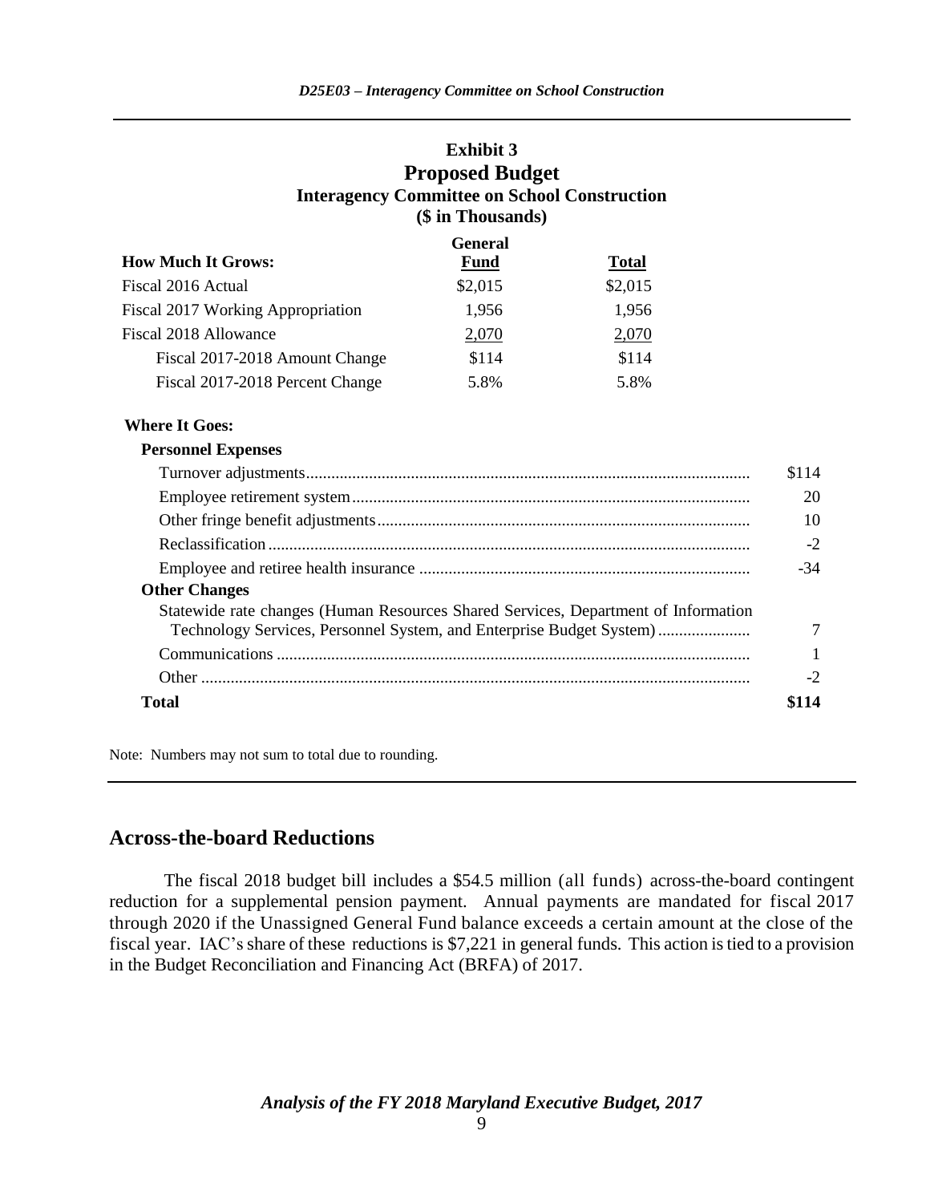**Exhibit 3**
**Proposed Budget**
**Interagency Committee on School Construction**
**($ in Thousands)**

| How Much It Grows: | General Fund | Total |
|---|---|---|
| Fiscal 2016 Actual | $2,015 | $2,015 |
| Fiscal 2017 Working Appropriation | 1,956 | 1,956 |
| Fiscal 2018 Allowance | 2,070 | 2,070 |
| Fiscal 2017-2018 Amount Change | $114 | $114 |
| Fiscal 2017-2018 Percent Change | 5.8% | 5.8% |

| Where It Goes: | |
|---|---|
| **Personnel Expenses** | |
| Turnover adjustments | $114 |
| Employee retirement system | 20 |
| Other fringe benefit adjustments | 10 |
| Reclassification | -2 |
| Employee and retiree health insurance | -34 |
| **Other Changes** | |
| Statewide rate changes (Human Resources Shared Services, Department of Information Technology Services, Personnel System, and Enterprise Budget System) | 7 |
| Communications | 1 |
| Other | -2 |
| **Total** | **$114** |

Note: Numbers may not sum to total due to rounding.

## Across-the-board Reductions

The fiscal 2018 budget bill includes a $54.5 million (all funds) across-the-board contingent reduction for a supplemental pension payment. Annual payments are mandated for fiscal 2017 through 2020 if the Unassigned General Fund balance exceeds a certain amount at the close of the fiscal year. IAC's share of these reductions is $7,221 in general funds. This action is tied to a provision in the Budget Reconciliation and Financing Act (BRFA) of 2017.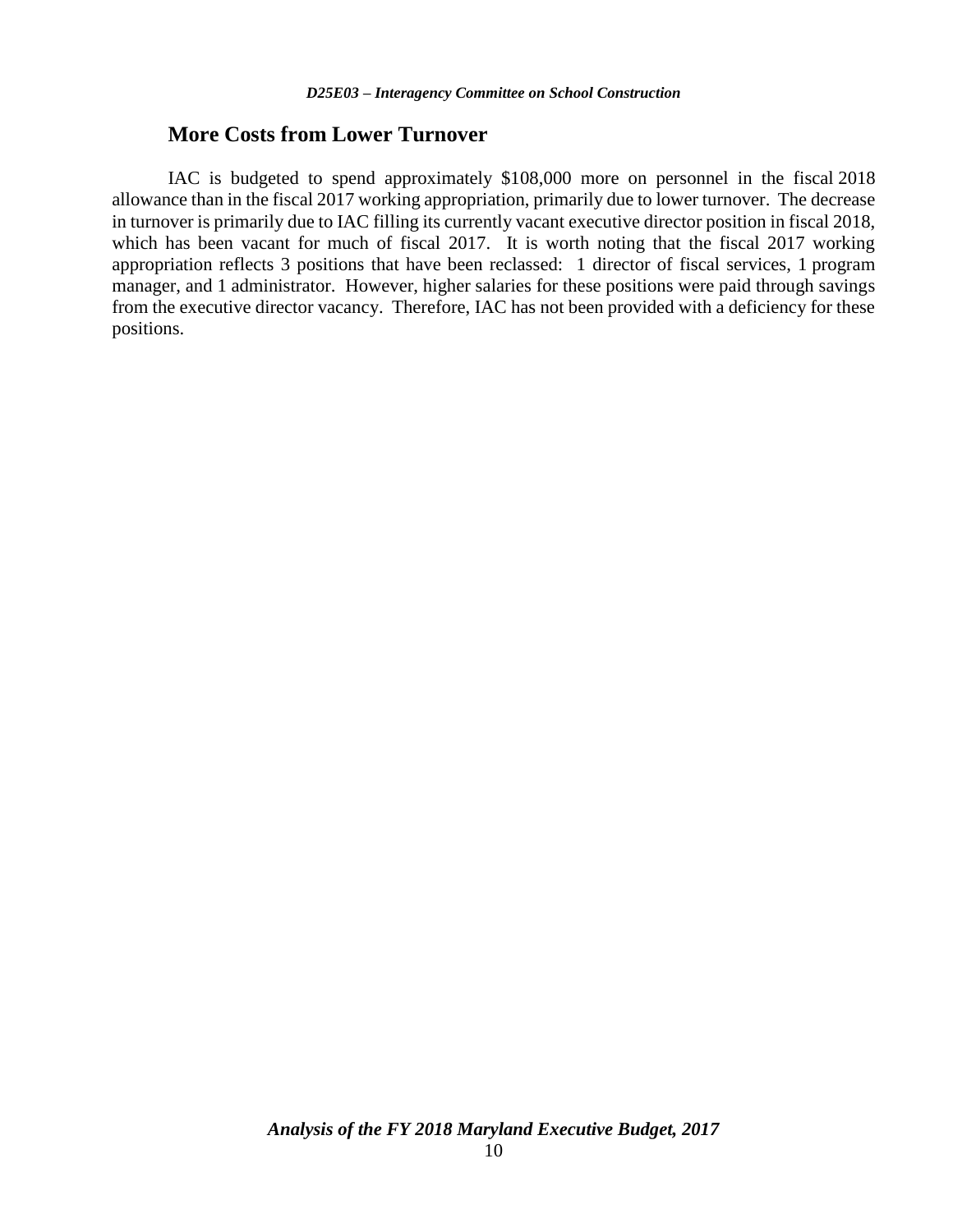## More Costs from Lower Turnover

IAC is budgeted to spend approximately $108,000 more on personnel in the fiscal 2018 allowance than in the fiscal 2017 working appropriation, primarily due to lower turnover. The decrease in turnover is primarily due to IAC filling its currently vacant executive director position in fiscal 2018, which has been vacant for much of fiscal 2017. It is worth noting that the fiscal 2017 working appropriation reflects 3 positions that have been reclassed: 1 director of fiscal services, 1 program manager, and 1 administrator. However, higher salaries for these positions were paid through savings from the executive director vacancy. Therefore, IAC has not been provided with a deficiency for these positions.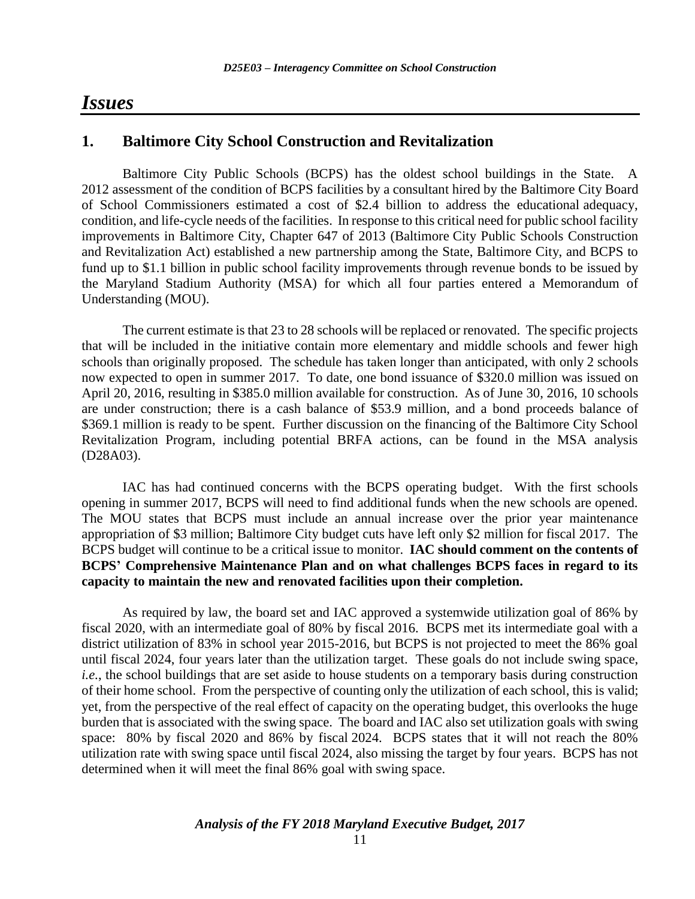# *Issues*

## 1. Baltimore City School Construction and Revitalization

Baltimore City Public Schools (BCPS) has the oldest school buildings in the State. A 2012 assessment of the condition of BCPS facilities by a consultant hired by the Baltimore City Board of School Commissioners estimated a cost of $2.4 billion to address the educational adequacy, condition, and life-cycle needs of the facilities. In response to this critical need for public school facility improvements in Baltimore City, Chapter 647 of 2013 (Baltimore City Public Schools Construction and Revitalization Act) established a new partnership among the State, Baltimore City, and BCPS to fund up to $1.1 billion in public school facility improvements through revenue bonds to be issued by the Maryland Stadium Authority (MSA) for which all four parties entered a Memorandum of Understanding (MOU).

The current estimate is that 23 to 28 schools will be replaced or renovated. The specific projects that will be included in the initiative contain more elementary and middle schools and fewer high schools than originally proposed. The schedule has taken longer than anticipated, with only 2 schools now expected to open in summer 2017. To date, one bond issuance of $320.0 million was issued on April 20, 2016, resulting in $385.0 million available for construction. As of June 30, 2016, 10 schools are under construction; there is a cash balance of $53.9 million, and a bond proceeds balance of $369.1 million is ready to be spent. Further discussion on the financing of the Baltimore City School Revitalization Program, including potential BRFA actions, can be found in the MSA analysis (D28A03).

IAC has had continued concerns with the BCPS operating budget. With the first schools opening in summer 2017, BCPS will need to find additional funds when the new schools are opened. The MOU states that BCPS must include an annual increase over the prior year maintenance appropriation of $3 million; Baltimore City budget cuts have left only $2 million for fiscal 2017. The BCPS budget will continue to be a critical issue to monitor. **IAC should comment on the contents of BCPS' Comprehensive Maintenance Plan and on what challenges BCPS faces in regard to its capacity to maintain the new and renovated facilities upon their completion.**

As required by law, the board set and IAC approved a systemwide utilization goal of 86% by fiscal 2020, with an intermediate goal of 80% by fiscal 2016. BCPS met its intermediate goal with a district utilization of 83% in school year 2015-2016, but BCPS is not projected to meet the 86% goal until fiscal 2024, four years later than the utilization target. These goals do not include swing space, *i.e.*, the school buildings that are set aside to house students on a temporary basis during construction of their home school. From the perspective of counting only the utilization of each school, this is valid; yet, from the perspective of the real effect of capacity on the operating budget, this overlooks the huge burden that is associated with the swing space. The board and IAC also set utilization goals with swing space: 80% by fiscal 2020 and 86% by fiscal 2024. BCPS states that it will not reach the 80% utilization rate with swing space until fiscal 2024, also missing the target by four years. BCPS has not determined when it will meet the final 86% goal with swing space.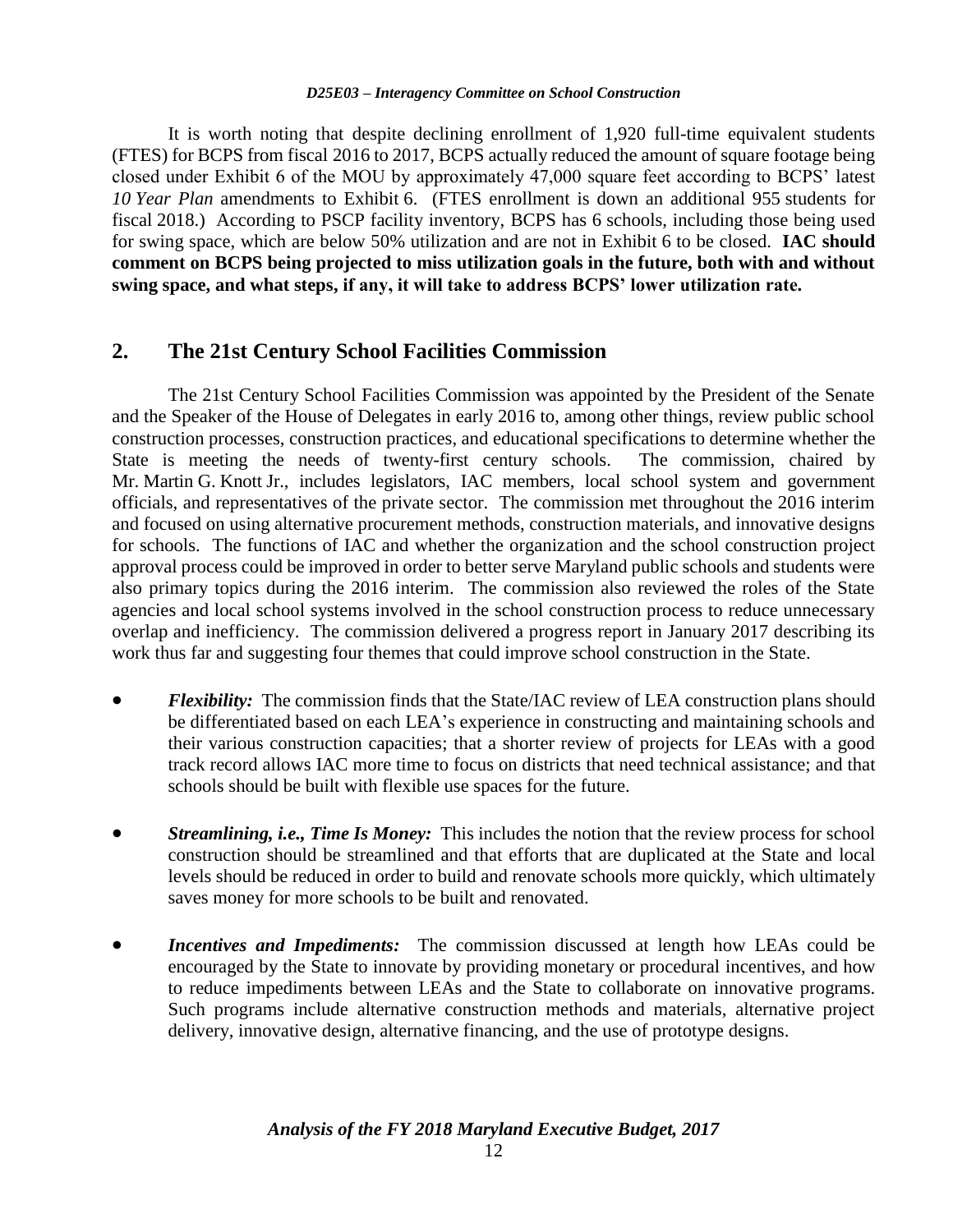It is worth noting that despite declining enrollment of 1,920 full-time equivalent students (FTES) for BCPS from fiscal 2016 to 2017, BCPS actually reduced the amount of square footage being closed under Exhibit 6 of the MOU by approximately 47,000 square feet according to BCPS' latest *10 Year Plan* amendments to Exhibit 6. (FTES enrollment is down an additional 955 students for fiscal 2018.) According to PSCP facility inventory, BCPS has 6 schools, including those being used for swing space, which are below 50% utilization and are not in Exhibit 6 to be closed. **IAC should comment on BCPS being projected to miss utilization goals in the future, both with and without swing space, and what steps, if any, it will take to address BCPS' lower utilization rate.**

## 2. The 21st Century School Facilities Commission

The 21st Century School Facilities Commission was appointed by the President of the Senate and the Speaker of the House of Delegates in early 2016 to, among other things, review public school construction processes, construction practices, and educational specifications to determine whether the State is meeting the needs of twenty-first century schools. The commission, chaired by Mr. Martin G. Knott Jr., includes legislators, IAC members, local school system and government officials, and representatives of the private sector. The commission met throughout the 2016 interim and focused on using alternative procurement methods, construction materials, and innovative designs for schools. The functions of IAC and whether the organization and the school construction project approval process could be improved in order to better serve Maryland public schools and students were also primary topics during the 2016 interim. The commission also reviewed the roles of the State agencies and local school systems involved in the school construction process to reduce unnecessary overlap and inefficiency. The commission delivered a progress report in January 2017 describing its work thus far and suggesting four themes that could improve school construction in the State.

- ***Flexibility:*** The commission finds that the State/IAC review of LEA construction plans should be differentiated based on each LEA's experience in constructing and maintaining schools and their various construction capacities; that a shorter review of projects for LEAs with a good track record allows IAC more time to focus on districts that need technical assistance; and that schools should be built with flexible use spaces for the future.

- ***Streamlining, i.e., Time Is Money:*** This includes the notion that the review process for school construction should be streamlined and that efforts that are duplicated at the State and local levels should be reduced in order to build and renovate schools more quickly, which ultimately saves money for more schools to be built and renovated.

- ***Incentives and Impediments:*** The commission discussed at length how LEAs could be encouraged by the State to innovate by providing monetary or procedural incentives, and how to reduce impediments between LEAs and the State to collaborate on innovative programs. Such programs include alternative construction methods and materials, alternative project delivery, innovative design, alternative financing, and the use of prototype designs.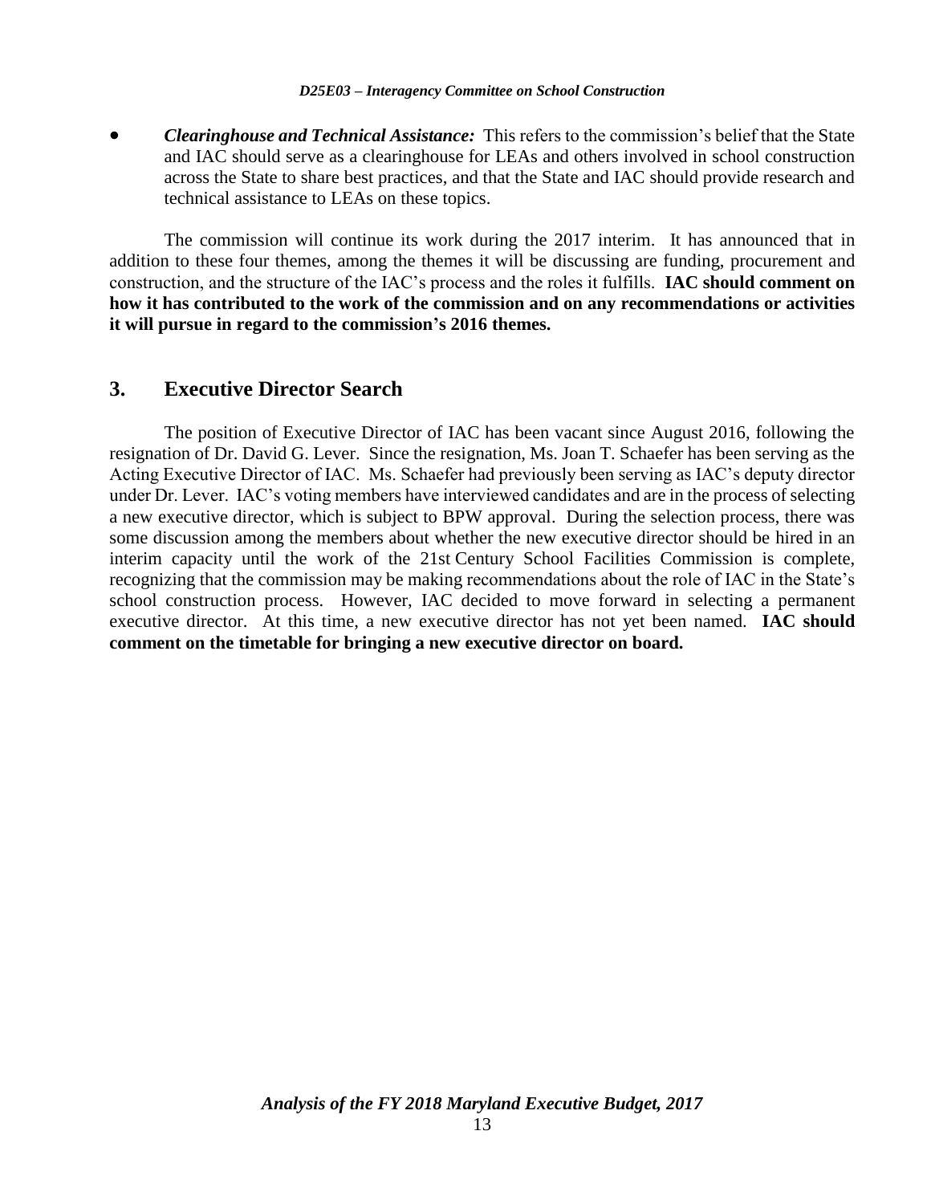- ***Clearinghouse and Technical Assistance:*** This refers to the commission's belief that the State and IAC should serve as a clearinghouse for LEAs and others involved in school construction across the State to share best practices, and that the State and IAC should provide research and technical assistance to LEAs on these topics.

The commission will continue its work during the 2017 interim. It has announced that in addition to these four themes, among the themes it will be discussing are funding, procurement and construction, and the structure of the IAC's process and the roles it fulfills. **IAC should comment on how it has contributed to the work of the commission and on any recommendations or activities it will pursue in regard to the commission's 2016 themes.**

## 3. Executive Director Search

The position of Executive Director of IAC has been vacant since August 2016, following the resignation of Dr. David G. Lever. Since the resignation, Ms. Joan T. Schaefer has been serving as the Acting Executive Director of IAC. Ms. Schaefer had previously been serving as IAC's deputy director under Dr. Lever. IAC's voting members have interviewed candidates and are in the process of selecting a new executive director, which is subject to BPW approval. During the selection process, there was some discussion among the members about whether the new executive director should be hired in an interim capacity until the work of the 21st Century School Facilities Commission is complete, recognizing that the commission may be making recommendations about the role of IAC in the State's school construction process. However, IAC decided to move forward in selecting a permanent executive director. At this time, a new executive director has not yet been named. **IAC should comment on the timetable for bringing a new executive director on board.**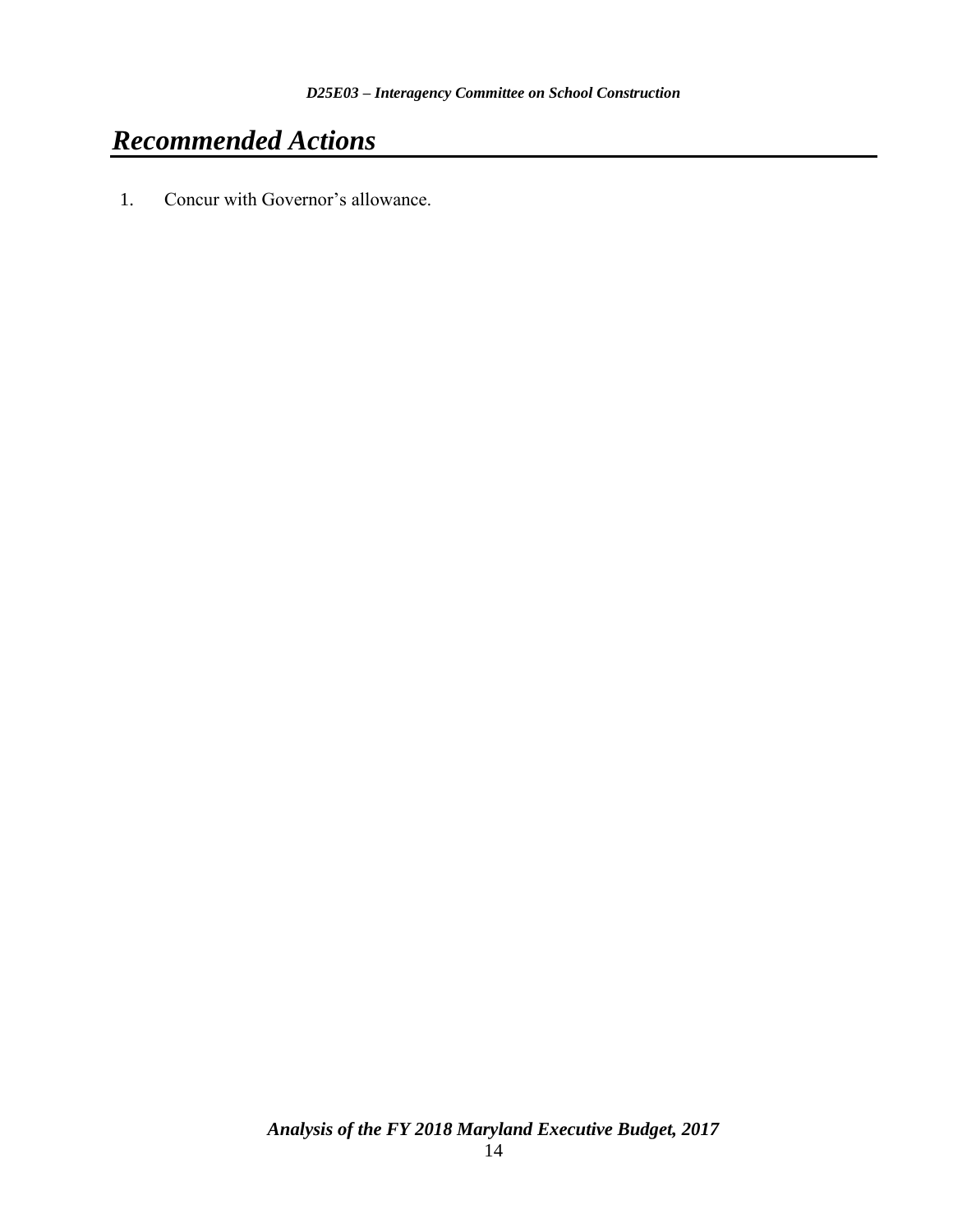# *Recommended Actions*

1. Concur with Governor's allowance.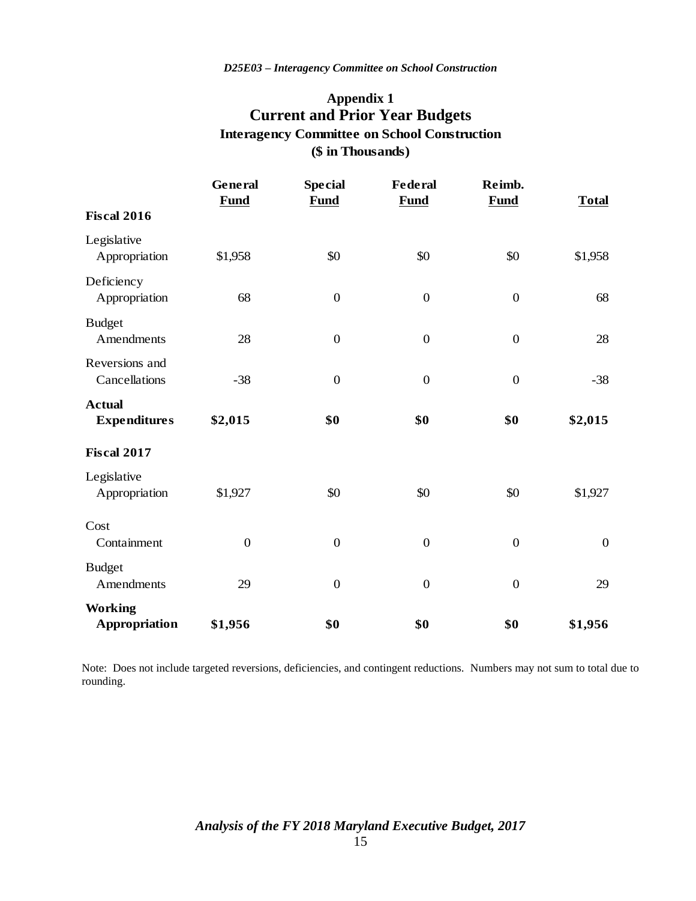## Appendix 1
# Current and Prior Year Budgets
### Interagency Committee on School Construction
### ($ in Thousands)

| | General Fund | Special Fund | Federal Fund | Reimb. Fund | Total |
|---|---|---|---|---|---|
| **Fiscal 2016** | | | | | |
| Legislative Appropriation | $1,958 | $0 | $0 | $0 | $1,958 |
| Deficiency Appropriation | 68 | 0 | 0 | 0 | 68 |
| Budget Amendments | 28 | 0 | 0 | 0 | 28 |
| Reversions and Cancellations | -38 | 0 | 0 | 0 | -38 |
| **Actual Expenditures** | **$2,015** | **$0** | **$0** | **$0** | **$2,015** |
| **Fiscal 2017** | | | | | |
| Legislative Appropriation | $1,927 | $0 | $0 | $0 | $1,927 |
| Cost Containment | 0 | 0 | 0 | 0 | 0 |
| Budget Amendments | 29 | 0 | 0 | 0 | 29 |
| **Working Appropriation** | **$1,956** | **$0** | **$0** | **$0** | **$1,956** |

Note: Does not include targeted reversions, deficiencies, and contingent reductions. Numbers may not sum to total due to rounding.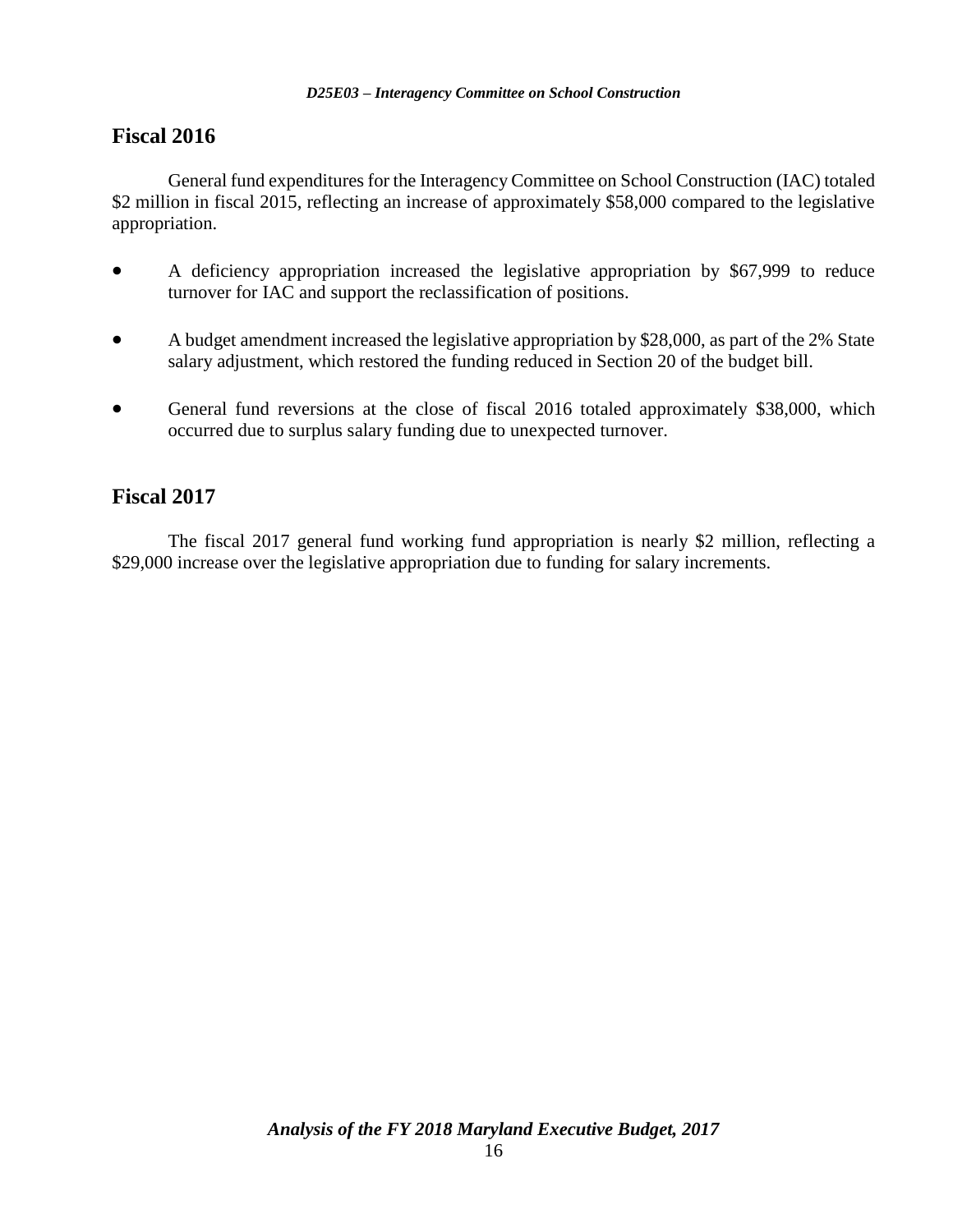## Fiscal 2016

General fund expenditures for the Interagency Committee on School Construction (IAC) totaled \$2 million in fiscal 2015, reflecting an increase of approximately \$58,000 compared to the legislative appropriation.

- A deficiency appropriation increased the legislative appropriation by \$67,999 to reduce turnover for IAC and support the reclassification of positions.
- A budget amendment increased the legislative appropriation by \$28,000, as part of the 2% State salary adjustment, which restored the funding reduced in Section 20 of the budget bill.
- General fund reversions at the close of fiscal 2016 totaled approximately \$38,000, which occurred due to surplus salary funding due to unexpected turnover.

## Fiscal 2017

The fiscal 2017 general fund working fund appropriation is nearly \$2 million, reflecting a \$29,000 increase over the legislative appropriation due to funding for salary increments.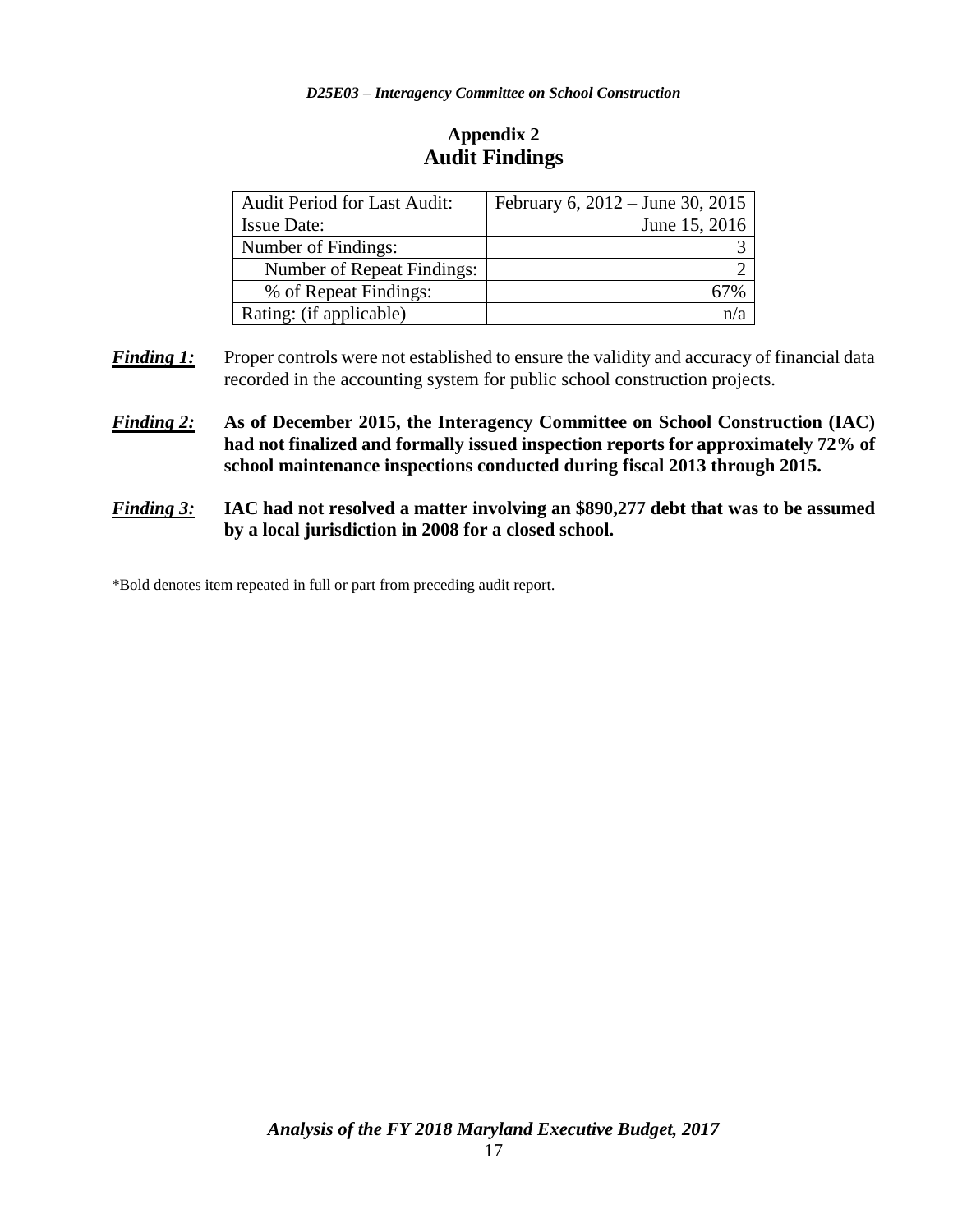## Appendix 2
## Audit Findings

| Audit Period for Last Audit: | February 6, 2012 – June 30, 2015 |
| --- | --- |
| Issue Date: | June 15, 2016 |
| Number of Findings: | 3 |
| Number of Repeat Findings: | 2 |
| % of Repeat Findings: | 67% |
| Rating: (if applicable) | n/a |

***Finding 1:*** Proper controls were not established to ensure the validity and accuracy of financial data recorded in the accounting system for public school construction projects.

***Finding 2:*** **As of December 2015, the Interagency Committee on School Construction (IAC) had not finalized and formally issued inspection reports for approximately 72% of school maintenance inspections conducted during fiscal 2013 through 2015.**

***Finding 3:*** **IAC had not resolved a matter involving an $890,277 debt that was to be assumed by a local jurisdiction in 2008 for a closed school.**

*Bold denotes item repeated in full or part from preceding audit report.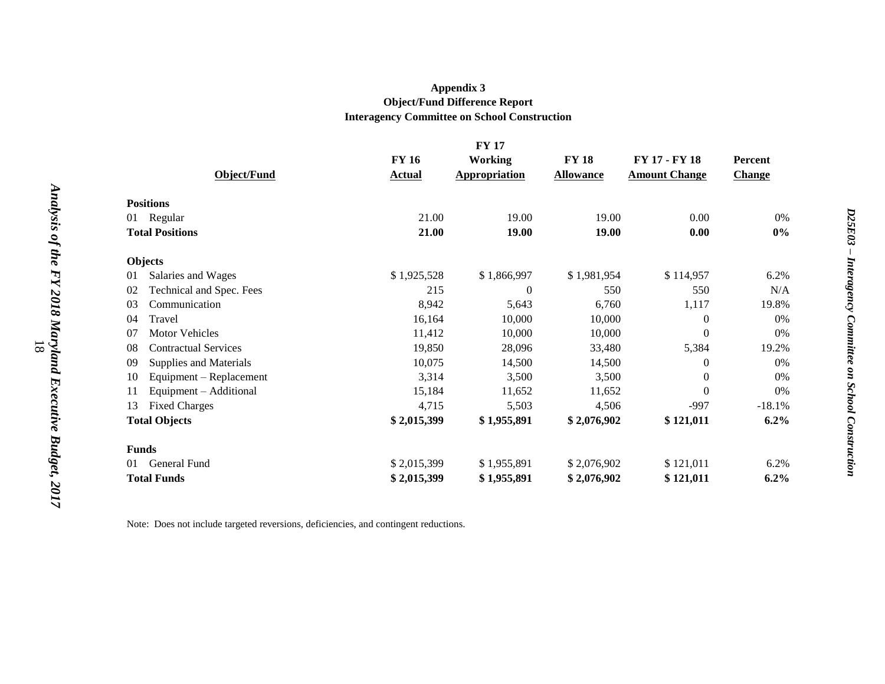**Appendix 3**
**Object/Fund Difference Report**
**Interagency Committee on School Construction**

| Object/Fund | FY 16 Actual | FY 17 Working Appropriation | FY 18 Allowance | FY 17 - FY 18 Amount Change | Percent Change |
|---|---|---|---|---|---|
| **Positions** | | | | | |
| 01 Regular | 21.00 | 19.00 | 19.00 | 0.00 | 0% |
| **Total Positions** | **21.00** | **19.00** | **19.00** | **0.00** | **0%** |
| **Objects** | | | | | |
| 01 Salaries and Wages | $ 1,925,528 | $ 1,866,997 | $ 1,981,954 | $ 114,957 | 6.2% |
| 02 Technical and Spec. Fees | 215 | 0 | 550 | 550 | N/A |
| 03 Communication | 8,942 | 5,643 | 6,760 | 1,117 | 19.8% |
| 04 Travel | 16,164 | 10,000 | 10,000 | 0 | 0% |
| 07 Motor Vehicles | 11,412 | 10,000 | 10,000 | 0 | 0% |
| 08 Contractual Services | 19,850 | 28,096 | 33,480 | 5,384 | 19.2% |
| 09 Supplies and Materials | 10,075 | 14,500 | 14,500 | 0 | 0% |
| 10 Equipment – Replacement | 3,314 | 3,500 | 3,500 | 0 | 0% |
| 11 Equipment – Additional | 15,184 | 11,652 | 11,652 | 0 | 0% |
| 13 Fixed Charges | 4,715 | 5,503 | 4,506 | -997 | -18.1% |
| **Total Objects** | **$ 2,015,399** | **$ 1,955,891** | **$ 2,076,902** | **$ 121,011** | **6.2%** |
| **Funds** | | | | | |
| 01 General Fund | $ 2,015,399 | $ 1,955,891 | $ 2,076,902 | $ 121,011 | 6.2% |
| **Total Funds** | **$ 2,015,399** | **$ 1,955,891** | **$ 2,076,902** | **$ 121,011** | **6.2%** |

Note: Does not include targeted reversions, deficiencies, and contingent reductions.